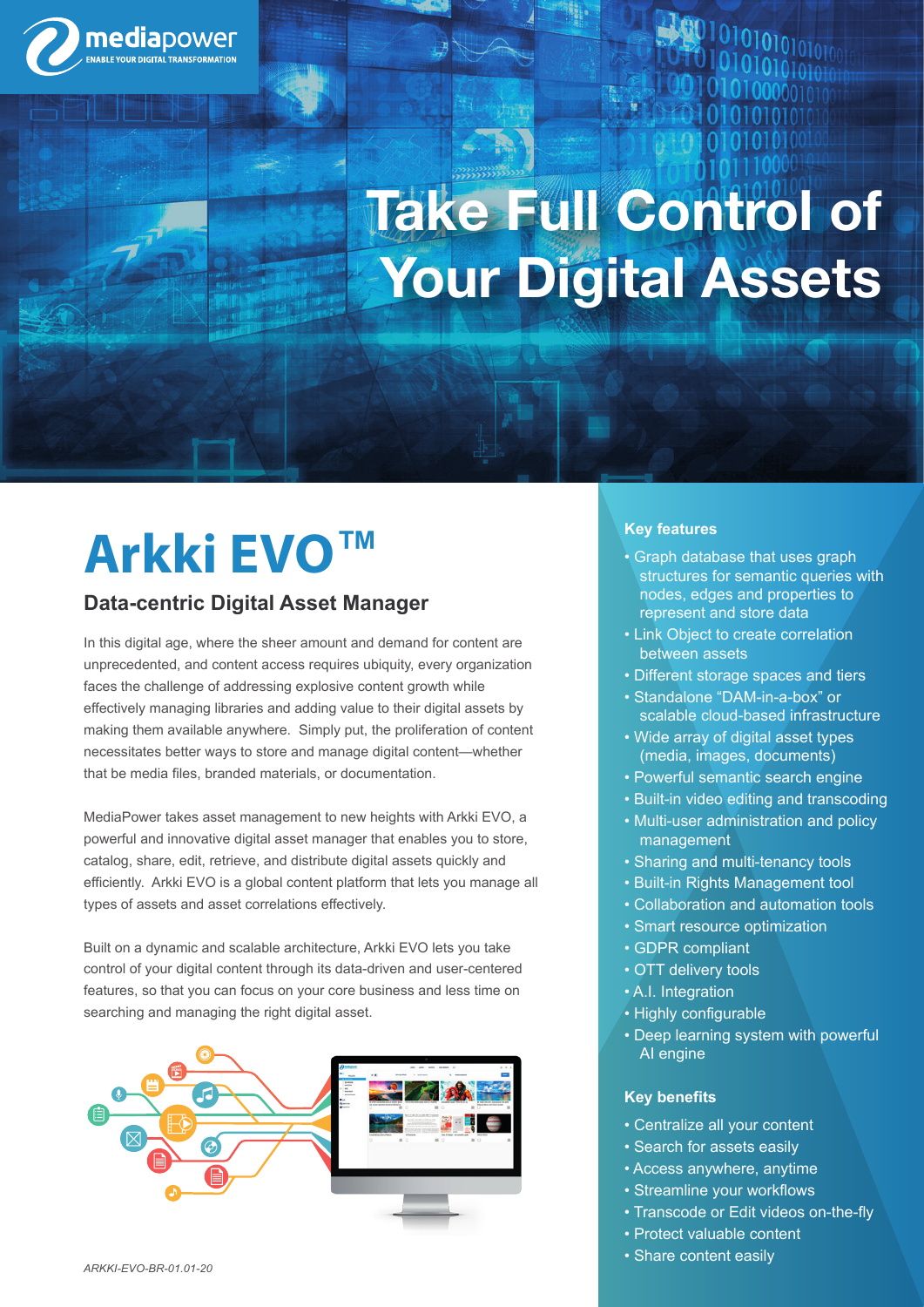# Take Full Control of Your Digital Assets

# Arkki EVO™

## Data-centric Digital Asset Manager

In this digital age, where the sheer amount and demand for content are unprecedented, and content access requires ubiquity, every organization faces the challenge of addressing explosive content growth while effectively managing libraries and adding value to their digital assets by making them available anywhere. Simply put, the proliferation of content necessitates better ways to store and manage digital content—whether that be media files, branded materials, or documentation.

MediaPower takes asset management to new heights with Arkki EVO, a powerful and innovative digital asset manager that enables you to store, catalog, share, edit, retrieve, and distribute digital assets quickly and efficiently. Arkki EVO is a global content platform that lets you manage all types of assets and asset correlations effectively.

Built on a dynamic and scalable architecture, Arkki EVO lets you take control of your digital content through its data-driven and user-centered features, so that you can focus on your core business and less time on searching and managing the right digital asset.

### Key features

- Graph database that uses graph structures for semantic queries with nodes, edges and properties to represent and store data
- Link Object to create correlation between assets
- Different storage spaces and tiers
- Standalone "DAM-in-a-box" or scalable cloud-based infrastructure
- Wide array of digital asset types (media, images, documents)
- Powerful semantic search engine
- Built-in video editing and transcoding
- Multi-user administration and policy management
- Sharing and multi-tenancy tools
- Built-in Rights Management tool
- Collaboration and automation tools
- Smart resource optimization
- GDPR compliant
- OTT delivery tools
- A.I. Integration
- Highly configurable
- Deep learning system with powerful AI engine

### Key benefits

- Centralize all your content
- Search for assets easily
- Access anywhere, anytime
- Streamline your workflows
- Transcode or Edit videos on-the-fly
- Protect valuable content
- Share content easily

*ARKKI-EVO-BR-01.01-20*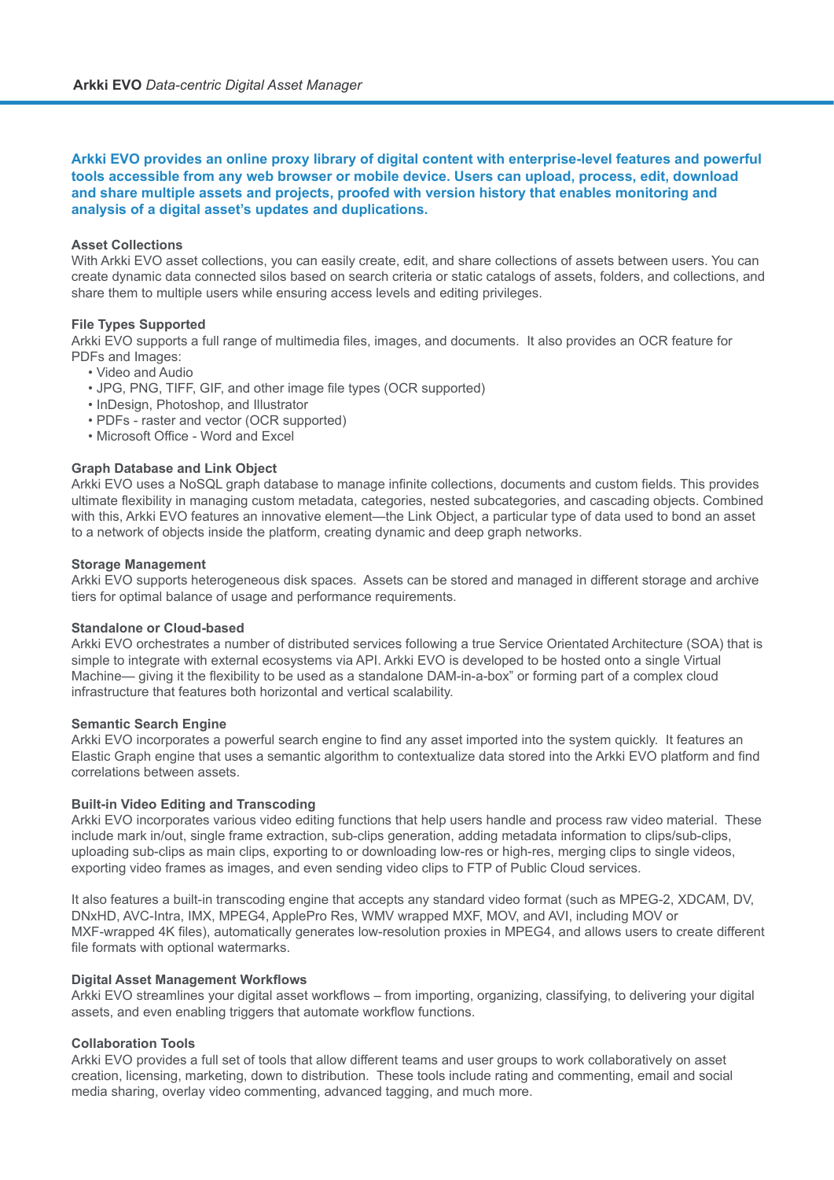**Arkki EVO provides an online proxy library of digital content with enterprise-level features and powerful tools accessible from any web browser or mobile device. Users can upload, process, edit, download and share multiple assets and projects, proofed with version history that enables monitoring and analysis of a digital asset's updates and duplications.**

### Asset Collections

With Arkki EVO asset collections, you can easily create, edit, and share collections of assets between users. You can create dynamic data connected silos based on search criteria or static catalogs of assets, folders, and collections, and share them to multiple users while ensuring access levels and editing privileges.

### File Types Supported

Arkki EVO supports a full range of multimedia files, images, and documents. It also provides an OCR feature for PDFs and Images:

- Video and Audio
- JPG, PNG, TIFF, GIF, and other image file types (OCR supported)
- InDesign, Photoshop, and Illustrator
- PDFs - raster and vector (OCR supported)
- Microsoft Office - Word and Excel

### Graph Database and Link Object

Arkki EVO uses a NoSQL graph database to manage infinite collections, documents and custom fields. This provides ultimate flexibility in managing custom metadata, categories, nested subcategories, and cascading objects. Combined with this, Arkki EVO features an innovative element—the Link Object, a particular type of data used to bond an asset to a network of objects inside the platform, creating dynamic and deep graph networks.

### Storage Management

Arkki EVO supports heterogeneous disk spaces. Assets can be stored and managed in different storage and archive tiers for optimal balance of usage and performance requirements.

### Standalone or Cloud-based

Arkki EVO orchestrates a number of distributed services following a true Service Orientated Architecture (SOA) that is simple to integrate with external ecosystems via API. Arkki EVO is developed to be hosted onto a single Virtual Machine— giving it the flexibility to be used as a standalone DAM-in-a-box" or forming part of a complex cloud infrastructure that features both horizontal and vertical scalability.

### Semantic Search Engine

Arkki EVO incorporates a powerful search engine to find any asset imported into the system quickly. It features an Elastic Graph engine that uses a semantic algorithm to contextualize data stored into the Arkki EVO platform and find correlations between assets.

### Built-in Video Editing and Transcoding

Arkki EVO incorporates various video editing functions that help users handle and process raw video material. These include mark in/out, single frame extraction, sub-clips generation, adding metadata information to clips/sub-clips, uploading sub-clips as main clips, exporting to or downloading low-res or high-res, merging clips to single videos, exporting video frames as images, and even sending video clips to FTP of Public Cloud services.

It also features a built-in transcoding engine that accepts any standard video format (such as MPEG-2, XDCAM, DV, DNxHD, AVC-Intra, IMX, MPEG4, ApplePro Res, WMV wrapped MXF, MOV, and AVI, including MOV or MXF-wrapped 4K files), automatically generates low-resolution proxies in MPEG4, and allows users to create different file formats with optional watermarks.

### Digital Asset Management Workflows

Arkki EVO streamlines your digital asset workflows – from importing, organizing, classifying, to delivering your digital assets, and even enabling triggers that automate workflow functions.

### Collaboration Tools

Arkki EVO provides a full set of tools that allow different teams and user groups to work collaboratively on asset creation, licensing, marketing, down to distribution. These tools include rating and commenting, email and social media sharing, overlay video commenting, advanced tagging, and much more.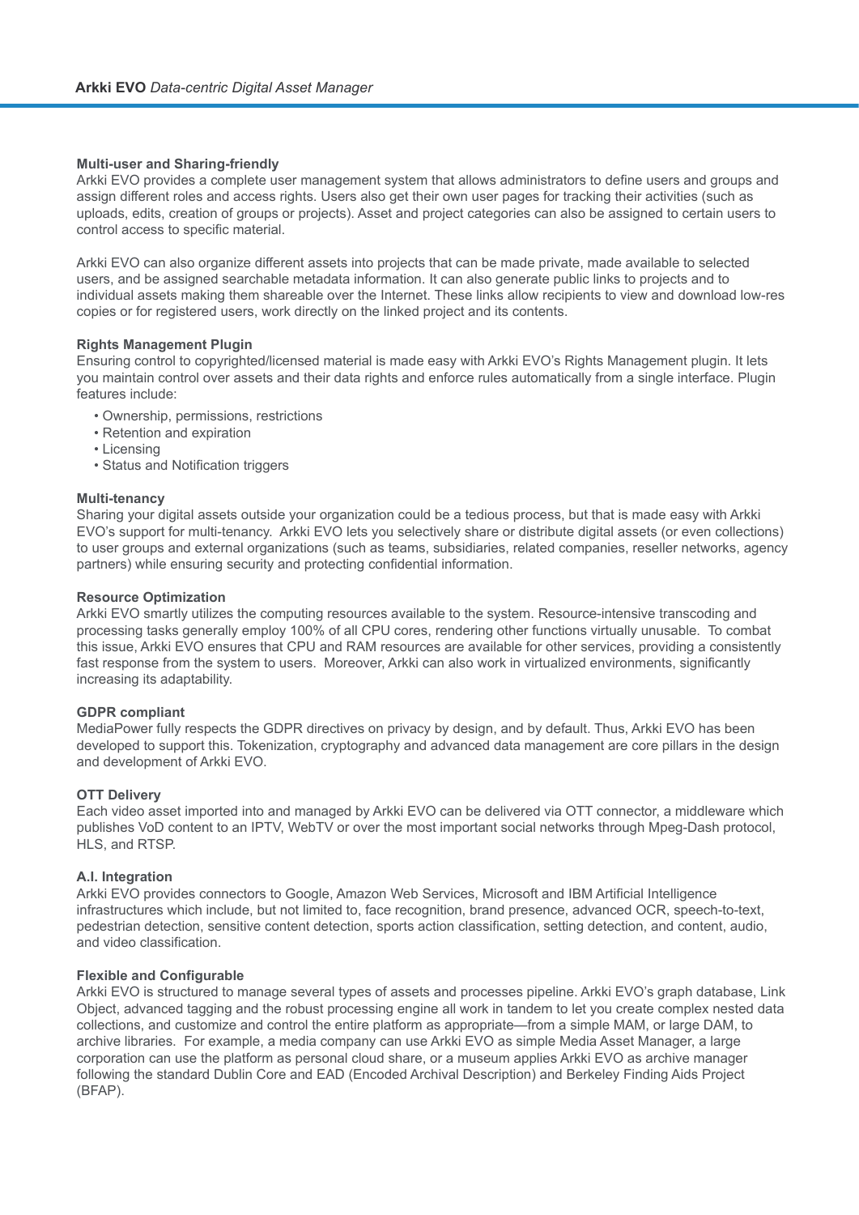**Multi-user and Sharing-friendly**

Arkki EVO provides a complete user management system that allows administrators to define users and groups and assign different roles and access rights. Users also get their own user pages for tracking their activities (such as uploads, edits, creation of groups or projects). Asset and project categories can also be assigned to certain users to control access to specific material.

Arkki EVO can also organize different assets into projects that can be made private, made available to selected users, and be assigned searchable metadata information. It can also generate public links to projects and to individual assets making them shareable over the Internet. These links allow recipients to view and download low-res copies or for registered users, work directly on the linked project and its contents.

**Rights Management Plugin**

Ensuring control to copyrighted/licensed material is made easy with Arkki EVO's Rights Management plugin. It lets you maintain control over assets and their data rights and enforce rules automatically from a single interface. Plugin features include:

- Ownership, permissions, restrictions
- Retention and expiration
- Licensing
- Status and Notification triggers

**Multi-tenancy**

Sharing your digital assets outside your organization could be a tedious process, but that is made easy with Arkki EVO's support for multi-tenancy. Arkki EVO lets you selectively share or distribute digital assets (or even collections) to user groups and external organizations (such as teams, subsidiaries, related companies, reseller networks, agency partners) while ensuring security and protecting confidential information.

**Resource Optimization**

Arkki EVO smartly utilizes the computing resources available to the system. Resource-intensive transcoding and processing tasks generally employ 100% of all CPU cores, rendering other functions virtually unusable. To combat this issue, Arkki EVO ensures that CPU and RAM resources are available for other services, providing a consistently fast response from the system to users. Moreover, Arkki can also work in virtualized environments, significantly increasing its adaptability.

**GDPR compliant**

MediaPower fully respects the GDPR directives on privacy by design, and by default. Thus, Arkki EVO has been developed to support this. Tokenization, cryptography and advanced data management are core pillars in the design and development of Arkki EVO.

**OTT Delivery**

Each video asset imported into and managed by Arkki EVO can be delivered via OTT connector, a middleware which publishes VoD content to an IPTV, WebTV or over the most important social networks through Mpeg-Dash protocol, HLS, and RTSP.

**A.I. Integration**

Arkki EVO provides connectors to Google, Amazon Web Services, Microsoft and IBM Artificial Intelligence infrastructures which include, but not limited to, face recognition, brand presence, advanced OCR, speech-to-text, pedestrian detection, sensitive content detection, sports action classification, setting detection, and content, audio, and video classification.

**Flexible and Configurable**

Arkki EVO is structured to manage several types of assets and processes pipeline. Arkki EVO's graph database, Link Object, advanced tagging and the robust processing engine all work in tandem to let you create complex nested data collections, and customize and control the entire platform as appropriate—from a simple MAM, or large DAM, to archive libraries. For example, a media company can use Arkki EVO as simple Media Asset Manager, a large corporation can use the platform as personal cloud share, or a museum applies Arkki EVO as archive manager following the standard Dublin Core and EAD (Encoded Archival Description) and Berkeley Finding Aids Project (BFAP).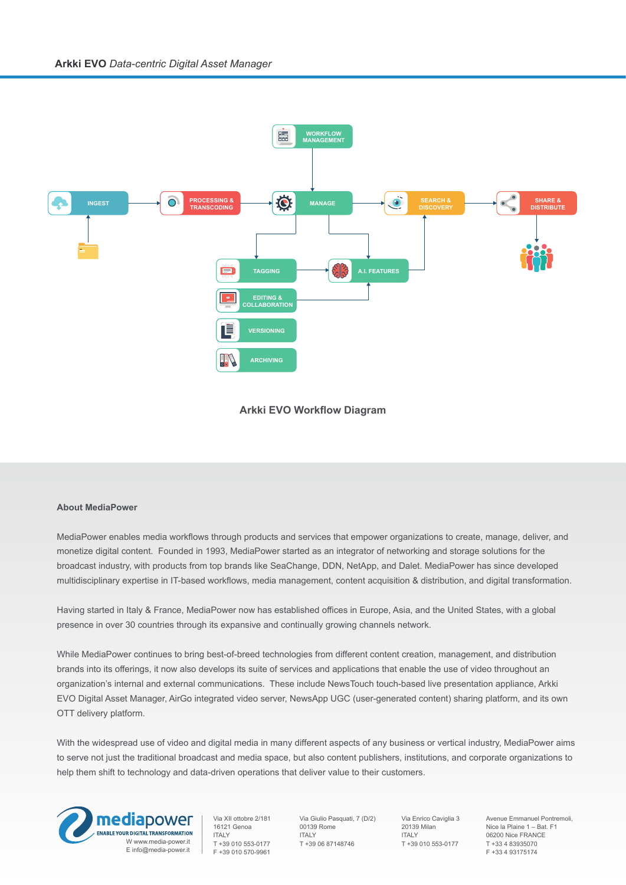WORKFLOW MANAGEMENT

INGEST

PROCESSING & TRANSCODING

MANAGE

SEARCH & DISCOVERY

SHARE & DISTRIBUTE

TAGGING

A.I. FEATURES

EDITING & COLLABORATION

VERSIONING

ARCHIVING

Arkki EVO Workflow Diagram

## About MediaPower

MediaPower enables media workflows through products and services that empower organizations to create, manage, deliver, and monetize digital content. Founded in 1993, MediaPower started as an integrator of networking and storage solutions for the broadcast industry, with products from top brands like SeaChange, DDN, NetApp, and Dalet. MediaPower has since developed multidisciplinary expertise in IT-based workflows, media management, content acquisition & distribution, and digital transformation.

Having started in Italy & France, MediaPower now has established offices in Europe, Asia, and the United States, with a global presence in over 30 countries through its expansive and continually growing channels network.

While MediaPower continues to bring best-of-breed technologies from different content creation, management, and distribution brands into its offerings, it now also develops its suite of services and applications that enable the use of video throughout an organization's internal and external communications. These include NewsTouch touch-based live presentation appliance, Arkki EVO Digital Asset Manager, AirGo integrated video server, NewsApp UGC (user-generated content) sharing platform, and its own OTT delivery platform.

With the widespread use of video and digital media in many different aspects of any business or vertical industry, MediaPower aims to serve not just the traditional broadcast and media space, but also content publishers, institutions, and corporate organizations to help them shift to technology and data-driven operations that deliver value to their customers.

mediapower
ENABLE YOUR DIGITAL TRANSFORMATION
W www.media-power.it
E info@media-power.it

Via XII ottobre 2/181
16121 Genoa
ITALY
T +39 010 553-0177
F +39 010 570-9961

Via Giulio Pasquati, 7 (D/2)
00139 Rome
ITALY
T +39 06 87148746

Via Enrico Caviglia 3
20139 Milan
ITALY
T +39 010 553-0177

Avenue Emmanuel Pontremoli,
Nice la Plaine 1 – Bat. F1
06200 Nice FRANCE
T +33 4 83935070
F +33 4 93175174